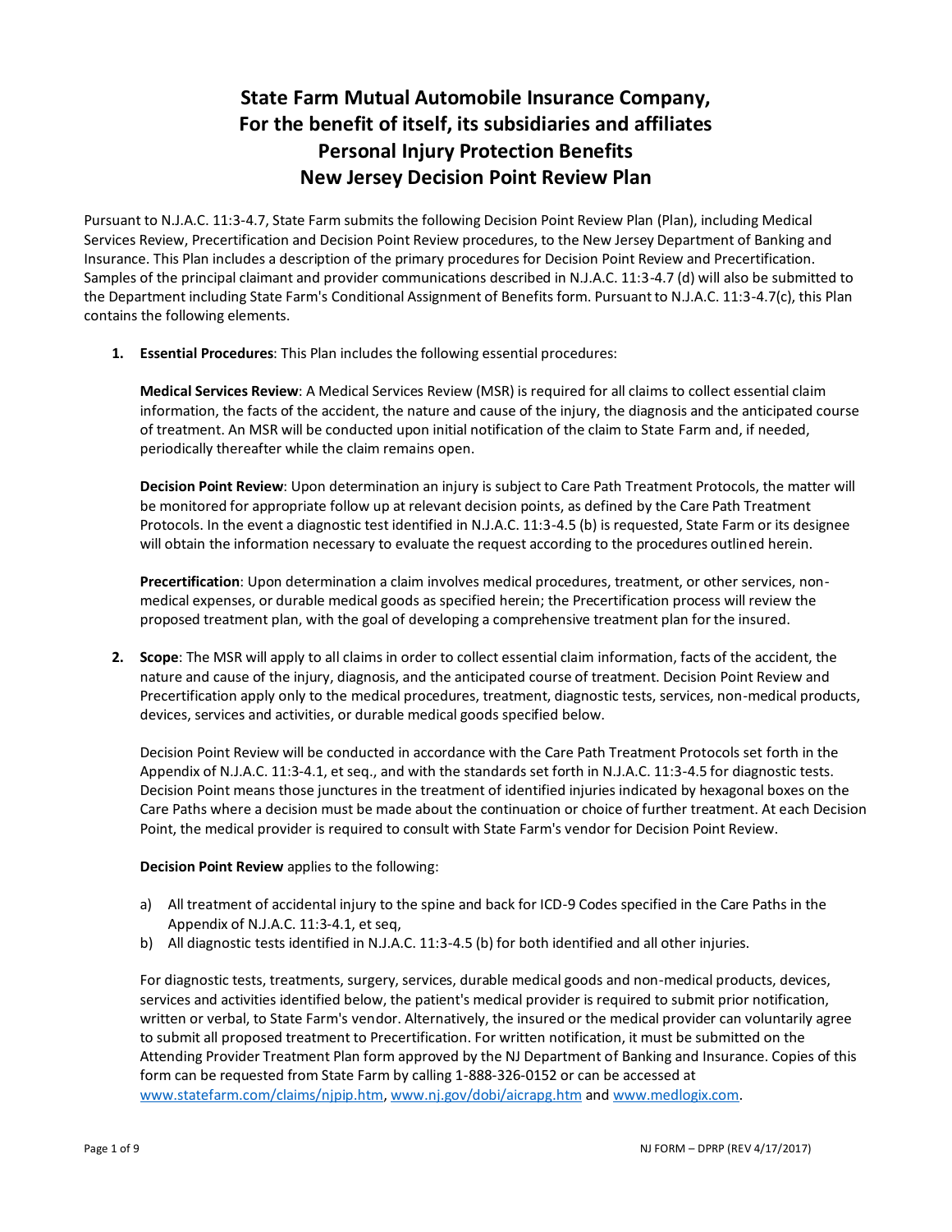# State Farm Mutual Automobile Insurance Company,
# For the benefit of itself, its subsidiaries and affiliates
# Personal Injury Protection Benefits
# New Jersey Decision Point Review Plan

Pursuant to N.J.A.C. 11:3-4.7, State Farm submits the following Decision Point Review Plan (Plan), including Medical Services Review, Precertification and Decision Point Review procedures, to the New Jersey Department of Banking and Insurance. This Plan includes a description of the primary procedures for Decision Point Review and Precertification. Samples of the principal claimant and provider communications described in N.J.A.C. 11:3-4.7 (d) will also be submitted to the Department including State Farm's Conditional Assignment of Benefits form. Pursuant to N.J.A.C. 11:3-4.7(c), this Plan contains the following elements.

1. **Essential Procedures**: This Plan includes the following essential procedures:

   **Medical Services Review**: A Medical Services Review (MSR) is required for all claims to collect essential claim information, the facts of the accident, the nature and cause of the injury, the diagnosis and the anticipated course of treatment. An MSR will be conducted upon initial notification of the claim to State Farm and, if needed, periodically thereafter while the claim remains open.

   **Decision Point Review**: Upon determination an injury is subject to Care Path Treatment Protocols, the matter will be monitored for appropriate follow up at relevant decision points, as defined by the Care Path Treatment Protocols. In the event a diagnostic test identified in N.J.A.C. 11:3-4.5 (b) is requested, State Farm or its designee will obtain the information necessary to evaluate the request according to the procedures outlined herein.

   **Precertification**: Upon determination a claim involves medical procedures, treatment, or other services, non-medical expenses, or durable medical goods as specified herein; the Precertification process will review the proposed treatment plan, with the goal of developing a comprehensive treatment plan for the insured.

2. **Scope**: The MSR will apply to all claims in order to collect essential claim information, facts of the accident, the nature and cause of the injury, diagnosis, and the anticipated course of treatment. Decision Point Review and Precertification apply only to the medical procedures, treatment, diagnostic tests, services, non-medical products, devices, services and activities, or durable medical goods specified below.

   Decision Point Review will be conducted in accordance with the Care Path Treatment Protocols set forth in the Appendix of N.J.A.C. 11:3-4.1, et seq., and with the standards set forth in N.J.A.C. 11:3-4.5 for diagnostic tests. Decision Point means those junctures in the treatment of identified injuries indicated by hexagonal boxes on the Care Paths where a decision must be made about the continuation or choice of further treatment. At each Decision Point, the medical provider is required to consult with State Farm's vendor for Decision Point Review.

   **Decision Point Review** applies to the following:

   a) All treatment of accidental injury to the spine and back for ICD-9 Codes specified in the Care Paths in the Appendix of N.J.A.C. 11:3-4.1, et seq,
   b) All diagnostic tests identified in N.J.A.C. 11:3-4.5 (b) for both identified and all other injuries.

   For diagnostic tests, treatments, surgery, services, durable medical goods and non-medical products, devices, services and activities identified below, the patient's medical provider is required to submit prior notification, written or verbal, to State Farm's vendor. Alternatively, the insured or the medical provider can voluntarily agree to submit all proposed treatment to Precertification. For written notification, it must be submitted on the Attending Provider Treatment Plan form approved by the NJ Department of Banking and Insurance. Copies of this form can be requested from State Farm by calling 1-888-326-0152 or can be accessed at www.statefarm.com/claims/njpip.htm, www.nj.gov/dobi/aicrapg.htm and www.medlogix.com.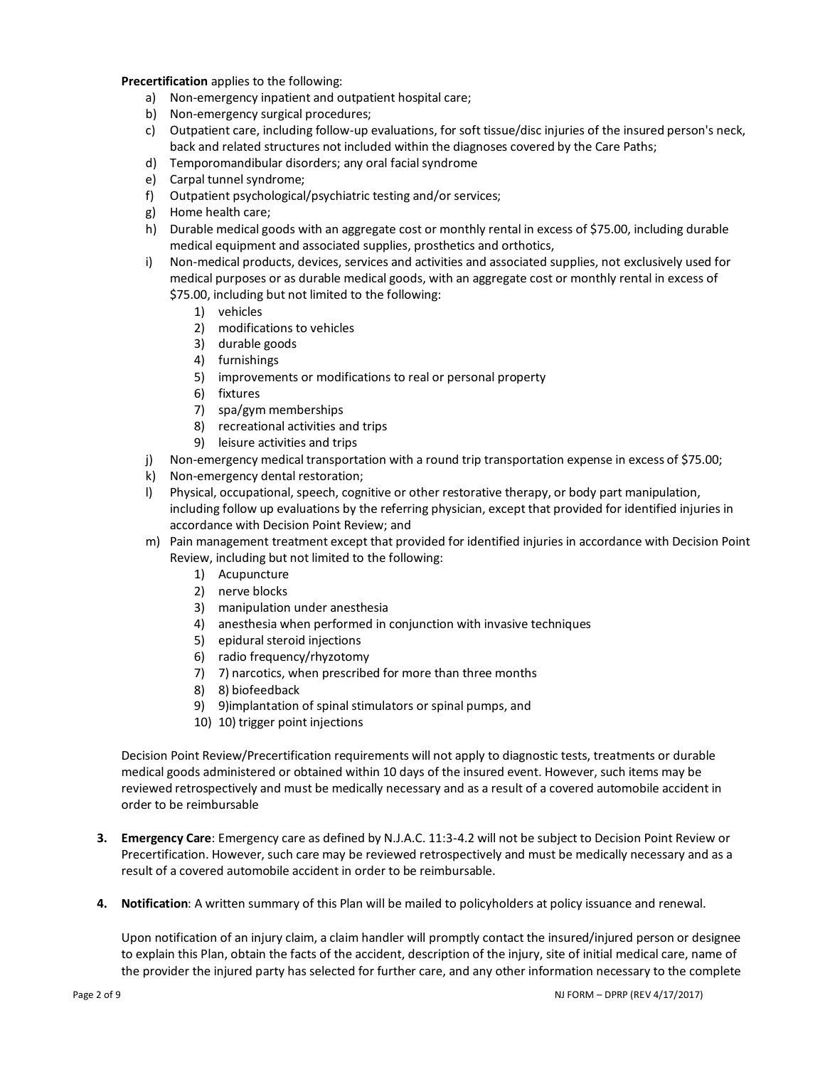**Precertification** applies to the following:

a) Non-emergency inpatient and outpatient hospital care;
b) Non-emergency surgical procedures;
c) Outpatient care, including follow-up evaluations, for soft tissue/disc injuries of the insured person's neck, back and related structures not included within the diagnoses covered by the Care Paths;
d) Temporomandibular disorders; any oral facial syndrome
e) Carpal tunnel syndrome;
f) Outpatient psychological/psychiatric testing and/or services;
g) Home health care;
h) Durable medical goods with an aggregate cost or monthly rental in excess of $75.00, including durable medical equipment and associated supplies, prosthetics and orthotics,
i) Non-medical products, devices, services and activities and associated supplies, not exclusively used for medical purposes or as durable medical goods, with an aggregate cost or monthly rental in excess of $75.00, including but not limited to the following:
   1) vehicles
   2) modifications to vehicles
   3) durable goods
   4) furnishings
   5) improvements or modifications to real or personal property
   6) fixtures
   7) spa/gym memberships
   8) recreational activities and trips
   9) leisure activities and trips
j) Non-emergency medical transportation with a round trip transportation expense in excess of $75.00;
k) Non-emergency dental restoration;
l) Physical, occupational, speech, cognitive or other restorative therapy, or body part manipulation, including follow up evaluations by the referring physician, except that provided for identified injuries in accordance with Decision Point Review; and
m) Pain management treatment except that provided for identified injuries in accordance with Decision Point Review, including but not limited to the following:
   1) Acupuncture
   2) nerve blocks
   3) manipulation under anesthesia
   4) anesthesia when performed in conjunction with invasive techniques
   5) epidural steroid injections
   6) radio frequency/rhyzotomy
   7) 7) narcotics, when prescribed for more than three months
   8) 8) biofeedback
   9) 9)implantation of spinal stimulators or spinal pumps, and
   10) 10) trigger point injections

Decision Point Review/Precertification requirements will not apply to diagnostic tests, treatments or durable medical goods administered or obtained within 10 days of the insured event. However, such items may be reviewed retrospectively and must be medically necessary and as a result of a covered automobile accident in order to be reimbursable

3. **Emergency Care**: Emergency care as defined by N.J.A.C. 11:3-4.2 will not be subject to Decision Point Review or Precertification. However, such care may be reviewed retrospectively and must be medically necessary and as a result of a covered automobile accident in order to be reimbursable.

4. **Notification**: A written summary of this Plan will be mailed to policyholders at policy issuance and renewal.

   Upon notification of an injury claim, a claim handler will promptly contact the insured/injured person or designee to explain this Plan, obtain the facts of the accident, description of the injury, site of initial medical care, name of the provider the injured party has selected for further care, and any other information necessary to the complete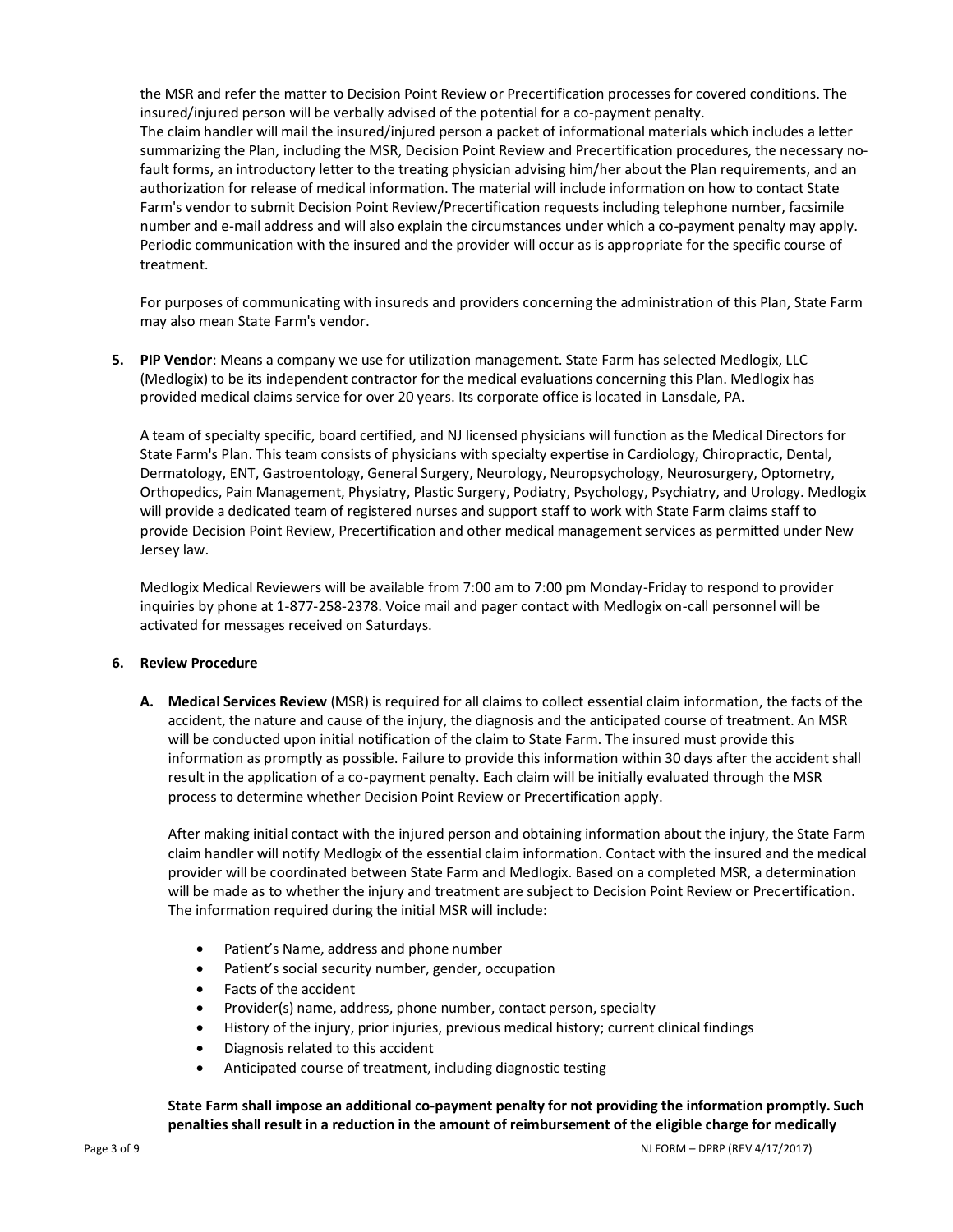the MSR and refer the matter to Decision Point Review or Precertification processes for covered conditions. The insured/injured person will be verbally advised of the potential for a co-payment penalty.
The claim handler will mail the insured/injured person a packet of informational materials which includes a letter summarizing the Plan, including the MSR, Decision Point Review and Precertification procedures, the necessary no-fault forms, an introductory letter to the treating physician advising him/her about the Plan requirements, and an authorization for release of medical information. The material will include information on how to contact State Farm's vendor to submit Decision Point Review/Precertification requests including telephone number, facsimile number and e-mail address and will also explain the circumstances under which a co-payment penalty may apply. Periodic communication with the insured and the provider will occur as is appropriate for the specific course of treatment.

For purposes of communicating with insureds and providers concerning the administration of this Plan, State Farm may also mean State Farm's vendor.

5. **PIP Vendor**: Means a company we use for utilization management. State Farm has selected Medlogix, LLC (Medlogix) to be its independent contractor for the medical evaluations concerning this Plan. Medlogix has provided medical claims service for over 20 years. Its corporate office is located in Lansdale, PA.

   A team of specialty specific, board certified, and NJ licensed physicians will function as the Medical Directors for State Farm's Plan. This team consists of physicians with specialty expertise in Cardiology, Chiropractic, Dental, Dermatology, ENT, Gastroentology, General Surgery, Neurology, Neuropsychology, Neurosurgery, Optometry, Orthopedics, Pain Management, Physiatry, Plastic Surgery, Podiatry, Psychology, Psychiatry, and Urology. Medlogix will provide a dedicated team of registered nurses and support staff to work with State Farm claims staff to provide Decision Point Review, Precertification and other medical management services as permitted under New Jersey law.

   Medlogix Medical Reviewers will be available from 7:00 am to 7:00 pm Monday-Friday to respond to provider inquiries by phone at 1-877-258-2378. Voice mail and pager contact with Medlogix on-call personnel will be activated for messages received on Saturdays.

6. **Review Procedure**

   A. **Medical Services Review** (MSR) is required for all claims to collect essential claim information, the facts of the accident, the nature and cause of the injury, the diagnosis and the anticipated course of treatment. An MSR will be conducted upon initial notification of the claim to State Farm. The insured must provide this information as promptly as possible. Failure to provide this information within 30 days after the accident shall result in the application of a co-payment penalty. Each claim will be initially evaluated through the MSR process to determine whether Decision Point Review or Precertification apply.

      After making initial contact with the injured person and obtaining information about the injury, the State Farm claim handler will notify Medlogix of the essential claim information. Contact with the insured and the medical provider will be coordinated between State Farm and Medlogix. Based on a completed MSR, a determination will be made as to whether the injury and treatment are subject to Decision Point Review or Precertification. The information required during the initial MSR will include:

      - Patient's Name, address and phone number
      - Patient's social security number, gender, occupation
      - Facts of the accident
      - Provider(s) name, address, phone number, contact person, specialty
      - History of the injury, prior injuries, previous medical history; current clinical findings
      - Diagnosis related to this accident
      - Anticipated course of treatment, including diagnostic testing

      **State Farm shall impose an additional co-payment penalty for not providing the information promptly. Such penalties shall result in a reduction in the amount of reimbursement of the eligible charge for medically**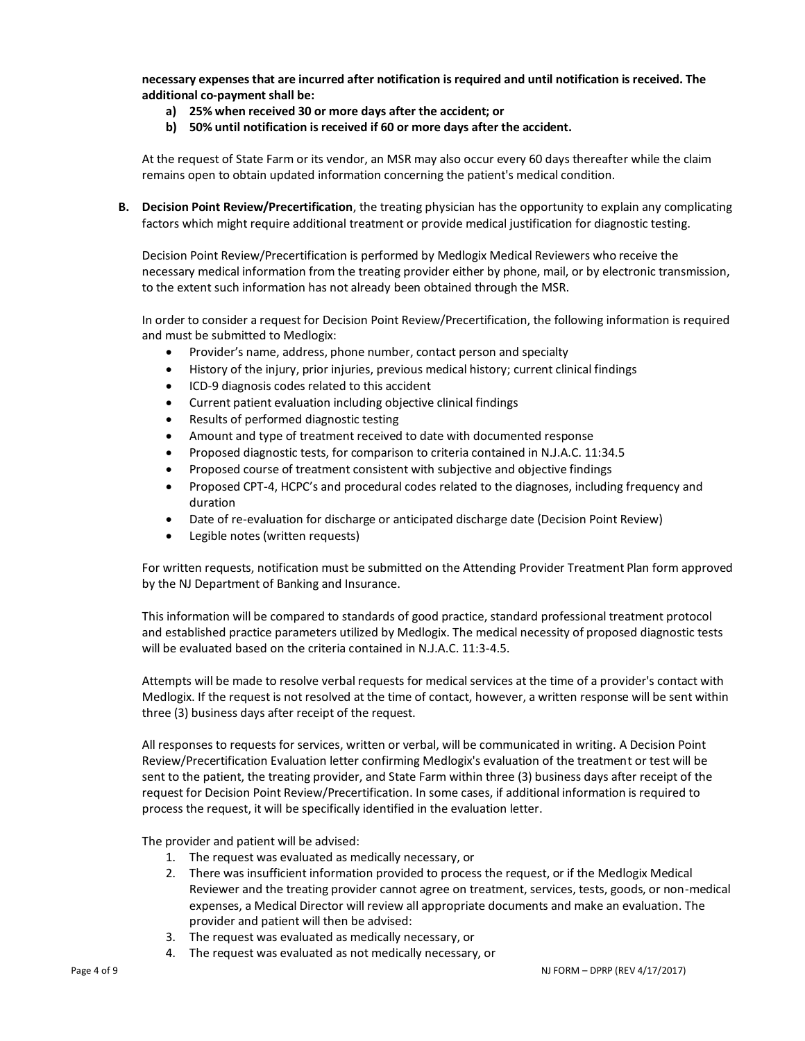**necessary expenses that are incurred after notification is required and until notification is received. The additional co-payment shall be:**

- **a) 25% when received 30 or more days after the accident; or**
- **b) 50% until notification is received if 60 or more days after the accident.**

At the request of State Farm or its vendor, an MSR may also occur every 60 days thereafter while the claim remains open to obtain updated information concerning the patient's medical condition.

**B. Decision Point Review/Precertification**, the treating physician has the opportunity to explain any complicating factors which might require additional treatment or provide medical justification for diagnostic testing.

Decision Point Review/Precertification is performed by Medlogix Medical Reviewers who receive the necessary medical information from the treating provider either by phone, mail, or by electronic transmission, to the extent such information has not already been obtained through the MSR.

In order to consider a request for Decision Point Review/Precertification, the following information is required and must be submitted to Medlogix:

- Provider's name, address, phone number, contact person and specialty
- History of the injury, prior injuries, previous medical history; current clinical findings
- ICD-9 diagnosis codes related to this accident
- Current patient evaluation including objective clinical findings
- Results of performed diagnostic testing
- Amount and type of treatment received to date with documented response
- Proposed diagnostic tests, for comparison to criteria contained in N.J.A.C. 11:34.5
- Proposed course of treatment consistent with subjective and objective findings
- Proposed CPT-4, HCPC's and procedural codes related to the diagnoses, including frequency and duration
- Date of re-evaluation for discharge or anticipated discharge date (Decision Point Review)
- Legible notes (written requests)

For written requests, notification must be submitted on the Attending Provider Treatment Plan form approved by the NJ Department of Banking and Insurance.

This information will be compared to standards of good practice, standard professional treatment protocol and established practice parameters utilized by Medlogix. The medical necessity of proposed diagnostic tests will be evaluated based on the criteria contained in N.J.A.C. 11:3-4.5.

Attempts will be made to resolve verbal requests for medical services at the time of a provider's contact with Medlogix. If the request is not resolved at the time of contact, however, a written response will be sent within three (3) business days after receipt of the request.

All responses to requests for services, written or verbal, will be communicated in writing. A Decision Point Review/Precertification Evaluation letter confirming Medlogix's evaluation of the treatment or test will be sent to the patient, the treating provider, and State Farm within three (3) business days after receipt of the request for Decision Point Review/Precertification. In some cases, if additional information is required to process the request, it will be specifically identified in the evaluation letter.

The provider and patient will be advised:

1. The request was evaluated as medically necessary, or
2. There was insufficient information provided to process the request, or if the Medlogix Medical Reviewer and the treating provider cannot agree on treatment, services, tests, goods, or non-medical expenses, a Medical Director will review all appropriate documents and make an evaluation. The provider and patient will then be advised:
3. The request was evaluated as medically necessary, or
4. The request was evaluated as not medically necessary, or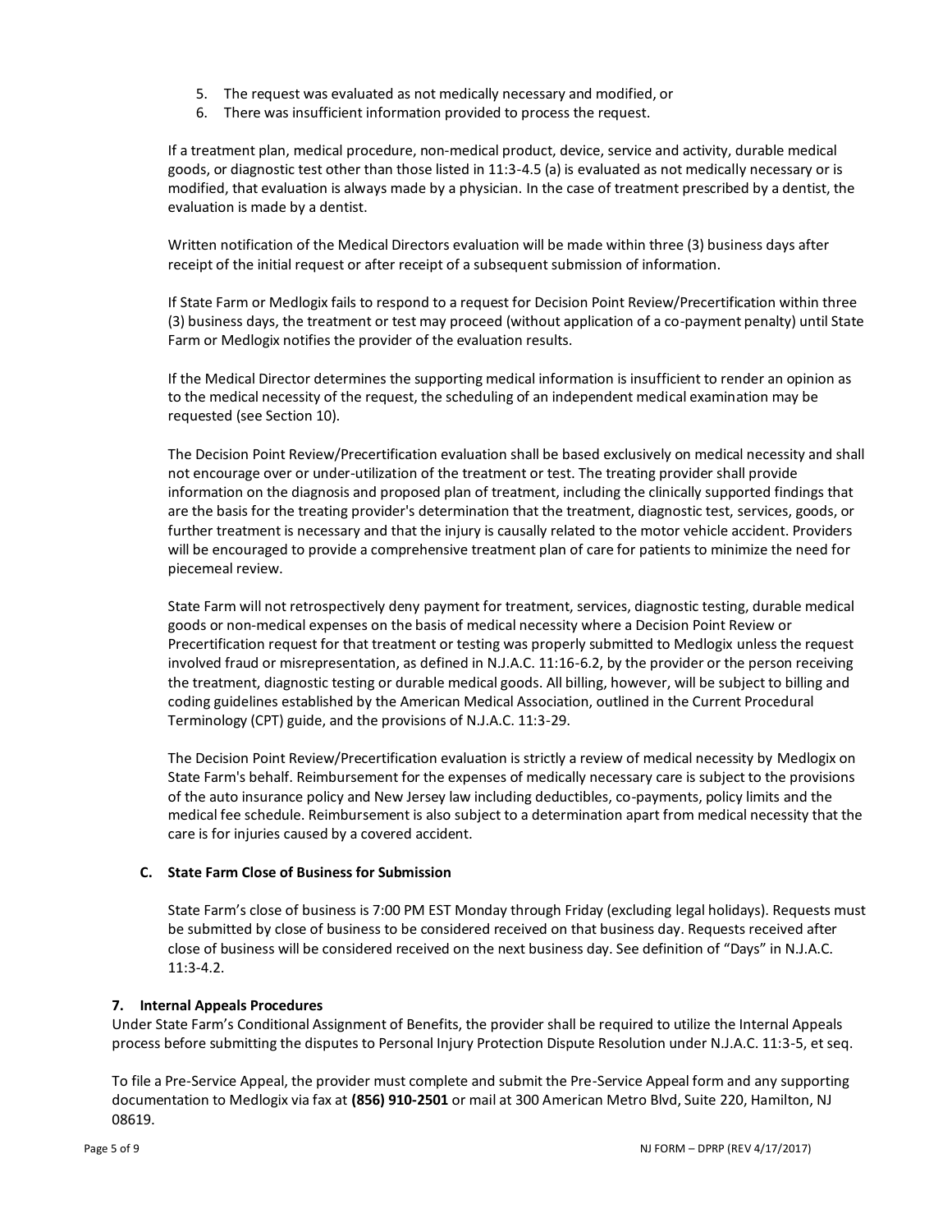5. The request was evaluated as not medically necessary and modified, or
6. There was insufficient information provided to process the request.

If a treatment plan, medical procedure, non-medical product, device, service and activity, durable medical goods, or diagnostic test other than those listed in 11:3-4.5 (a) is evaluated as not medically necessary or is modified, that evaluation is always made by a physician. In the case of treatment prescribed by a dentist, the evaluation is made by a dentist.

Written notification of the Medical Directors evaluation will be made within three (3) business days after receipt of the initial request or after receipt of a subsequent submission of information.

If State Farm or Medlogix fails to respond to a request for Decision Point Review/Precertification within three (3) business days, the treatment or test may proceed (without application of a co-payment penalty) until State Farm or Medlogix notifies the provider of the evaluation results.

If the Medical Director determines the supporting medical information is insufficient to render an opinion as to the medical necessity of the request, the scheduling of an independent medical examination may be requested (see Section 10).

The Decision Point Review/Precertification evaluation shall be based exclusively on medical necessity and shall not encourage over or under-utilization of the treatment or test. The treating provider shall provide information on the diagnosis and proposed plan of treatment, including the clinically supported findings that are the basis for the treating provider's determination that the treatment, diagnostic test, services, goods, or further treatment is necessary and that the injury is causally related to the motor vehicle accident. Providers will be encouraged to provide a comprehensive treatment plan of care for patients to minimize the need for piecemeal review.

State Farm will not retrospectively deny payment for treatment, services, diagnostic testing, durable medical goods or non-medical expenses on the basis of medical necessity where a Decision Point Review or Precertification request for that treatment or testing was properly submitted to Medlogix unless the request involved fraud or misrepresentation, as defined in N.J.A.C. 11:16-6.2, by the provider or the person receiving the treatment, diagnostic testing or durable medical goods. All billing, however, will be subject to billing and coding guidelines established by the American Medical Association, outlined in the Current Procedural Terminology (CPT) guide, and the provisions of N.J.A.C. 11:3-29.

The Decision Point Review/Precertification evaluation is strictly a review of medical necessity by Medlogix on State Farm's behalf. Reimbursement for the expenses of medically necessary care is subject to the provisions of the auto insurance policy and New Jersey law including deductibles, co-payments, policy limits and the medical fee schedule. Reimbursement is also subject to a determination apart from medical necessity that the care is for injuries caused by a covered accident.

#### C. State Farm Close of Business for Submission

State Farm's close of business is 7:00 PM EST Monday through Friday (excluding legal holidays). Requests must be submitted by close of business to be considered received on that business day. Requests received after close of business will be considered received on the next business day. See definition of "Days" in N.J.A.C. 11:3-4.2.

### 7. Internal Appeals Procedures

Under State Farm's Conditional Assignment of Benefits, the provider shall be required to utilize the Internal Appeals process before submitting the disputes to Personal Injury Protection Dispute Resolution under N.J.A.C. 11:3-5, et seq.

To file a Pre-Service Appeal, the provider must complete and submit the Pre-Service Appeal form and any supporting documentation to Medlogix via fax at **(856) 910-2501** or mail at 300 American Metro Blvd, Suite 220, Hamilton, NJ 08619.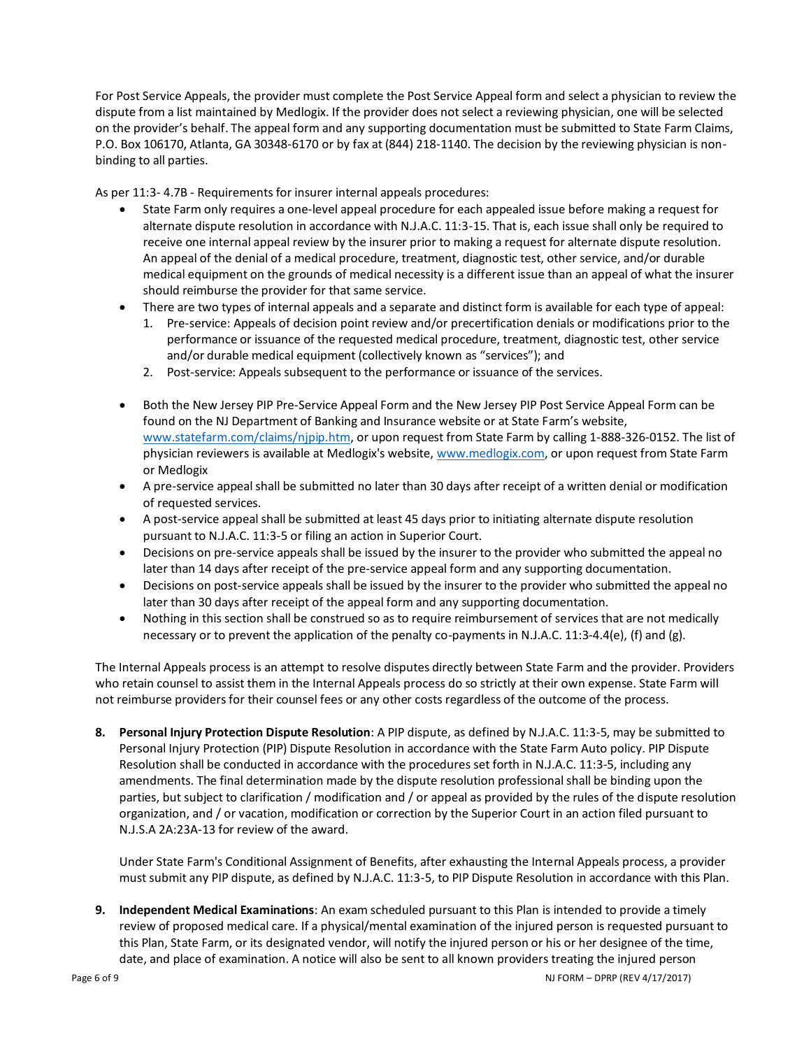For Post Service Appeals, the provider must complete the Post Service Appeal form and select a physician to review the dispute from a list maintained by Medlogix. If the provider does not select a reviewing physician, one will be selected on the provider's behalf. The appeal form and any supporting documentation must be submitted to State Farm Claims, P.O. Box 106170, Atlanta, GA 30348-6170 or by fax at (844) 218-1140. The decision by the reviewing physician is non-binding to all parties.

As per 11:3- 4.7B - Requirements for insurer internal appeals procedures:

- State Farm only requires a one-level appeal procedure for each appealed issue before making a request for alternate dispute resolution in accordance with N.J.A.C. 11:3-15. That is, each issue shall only be required to receive one internal appeal review by the insurer prior to making a request for alternate dispute resolution. An appeal of the denial of a medical procedure, treatment, diagnostic test, other service, and/or durable medical equipment on the grounds of medical necessity is a different issue than an appeal of what the insurer should reimburse the provider for that same service.
- There are two types of internal appeals and a separate and distinct form is available for each type of appeal:
  1. Pre-service: Appeals of decision point review and/or precertification denials or modifications prior to the performance or issuance of the requested medical procedure, treatment, diagnostic test, other service and/or durable medical equipment (collectively known as "services"); and
  2. Post-service: Appeals subsequent to the performance or issuance of the services.
- Both the New Jersey PIP Pre-Service Appeal Form and the New Jersey PIP Post Service Appeal Form can be found on the NJ Department of Banking and Insurance website or at State Farm's website, www.statefarm.com/claims/njpip.htm, or upon request from State Farm by calling 1-888-326-0152. The list of physician reviewers is available at Medlogix's website, www.medlogix.com, or upon request from State Farm or Medlogix
- A pre-service appeal shall be submitted no later than 30 days after receipt of a written denial or modification of requested services.
- A post-service appeal shall be submitted at least 45 days prior to initiating alternate dispute resolution pursuant to N.J.A.C. 11:3-5 or filing an action in Superior Court.
- Decisions on pre-service appeals shall be issued by the insurer to the provider who submitted the appeal no later than 14 days after receipt of the pre-service appeal form and any supporting documentation.
- Decisions on post-service appeals shall be issued by the insurer to the provider who submitted the appeal no later than 30 days after receipt of the appeal form and any supporting documentation.
- Nothing in this section shall be construed so as to require reimbursement of services that are not medically necessary or to prevent the application of the penalty co-payments in N.J.A.C. 11:3-4.4(e), (f) and (g).

The Internal Appeals process is an attempt to resolve disputes directly between State Farm and the provider. Providers who retain counsel to assist them in the Internal Appeals process do so strictly at their own expense. State Farm will not reimburse providers for their counsel fees or any other costs regardless of the outcome of the process.

8. **Personal Injury Protection Dispute Resolution**: A PIP dispute, as defined by N.J.A.C. 11:3-5, may be submitted to Personal Injury Protection (PIP) Dispute Resolution in accordance with the State Farm Auto policy. PIP Dispute Resolution shall be conducted in accordance with the procedures set forth in N.J.A.C. 11:3-5, including any amendments. The final determination made by the dispute resolution professional shall be binding upon the parties, but subject to clarification / modification and / or appeal as provided by the rules of the dispute resolution organization, and / or vacation, modification or correction by the Superior Court in an action filed pursuant to N.J.S.A 2A:23A-13 for review of the award.

   Under State Farm's Conditional Assignment of Benefits, after exhausting the Internal Appeals process, a provider must submit any PIP dispute, as defined by N.J.A.C. 11:3-5, to PIP Dispute Resolution in accordance with this Plan.

9. **Independent Medical Examinations**: An exam scheduled pursuant to this Plan is intended to provide a timely review of proposed medical care. If a physical/mental examination of the injured person is requested pursuant to this Plan, State Farm, or its designated vendor, will notify the injured person or his or her designee of the time, date, and place of examination. A notice will also be sent to all known providers treating the injured person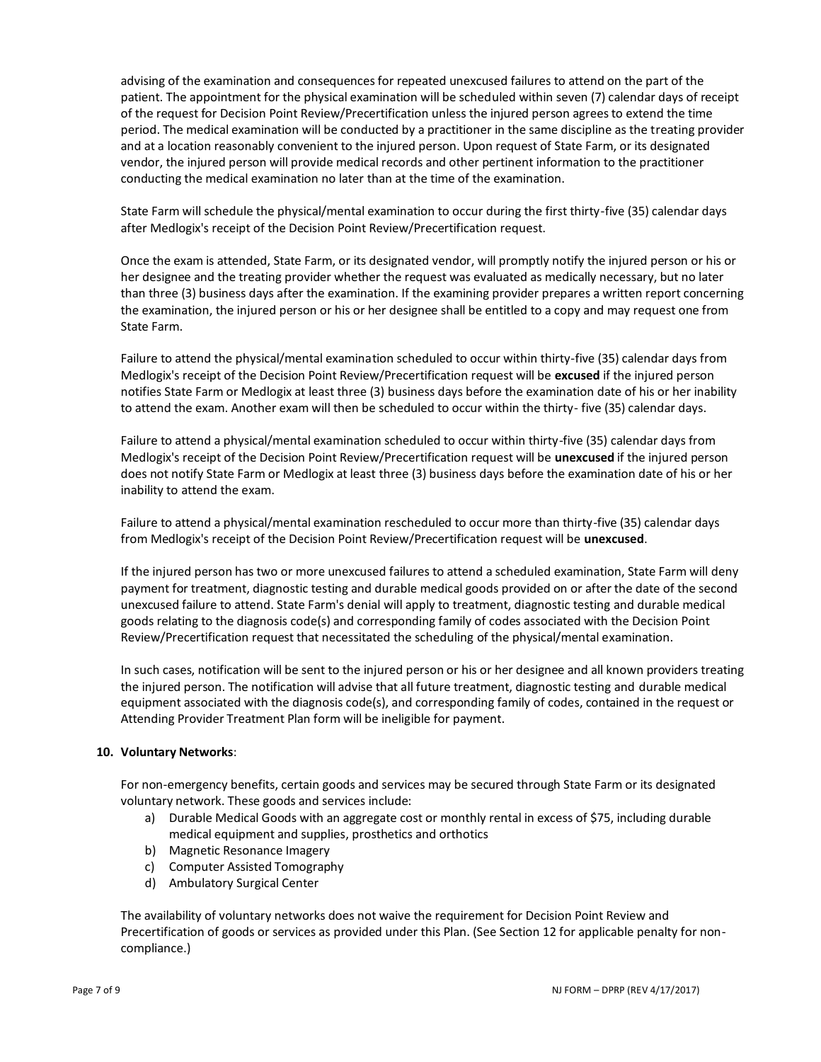advising of the examination and consequences for repeated unexcused failures to attend on the part of the patient. The appointment for the physical examination will be scheduled within seven (7) calendar days of receipt of the request for Decision Point Review/Precertification unless the injured person agrees to extend the time period. The medical examination will be conducted by a practitioner in the same discipline as the treating provider and at a location reasonably convenient to the injured person. Upon request of State Farm, or its designated vendor, the injured person will provide medical records and other pertinent information to the practitioner conducting the medical examination no later than at the time of the examination.

State Farm will schedule the physical/mental examination to occur during the first thirty-five (35) calendar days after Medlogix's receipt of the Decision Point Review/Precertification request.

Once the exam is attended, State Farm, or its designated vendor, will promptly notify the injured person or his or her designee and the treating provider whether the request was evaluated as medically necessary, but no later than three (3) business days after the examination. If the examining provider prepares a written report concerning the examination, the injured person or his or her designee shall be entitled to a copy and may request one from State Farm.

Failure to attend the physical/mental examination scheduled to occur within thirty-five (35) calendar days from Medlogix's receipt of the Decision Point Review/Precertification request will be **excused** if the injured person notifies State Farm or Medlogix at least three (3) business days before the examination date of his or her inability to attend the exam. Another exam will then be scheduled to occur within the thirty- five (35) calendar days.

Failure to attend a physical/mental examination scheduled to occur within thirty-five (35) calendar days from Medlogix's receipt of the Decision Point Review/Precertification request will be **unexcused** if the injured person does not notify State Farm or Medlogix at least three (3) business days before the examination date of his or her inability to attend the exam.

Failure to attend a physical/mental examination rescheduled to occur more than thirty-five (35) calendar days from Medlogix's receipt of the Decision Point Review/Precertification request will be **unexcused**.

If the injured person has two or more unexcused failures to attend a scheduled examination, State Farm will deny payment for treatment, diagnostic testing and durable medical goods provided on or after the date of the second unexcused failure to attend. State Farm's denial will apply to treatment, diagnostic testing and durable medical goods relating to the diagnosis code(s) and corresponding family of codes associated with the Decision Point Review/Precertification request that necessitated the scheduling of the physical/mental examination.

In such cases, notification will be sent to the injured person or his or her designee and all known providers treating the injured person. The notification will advise that all future treatment, diagnostic testing and durable medical equipment associated with the diagnosis code(s), and corresponding family of codes, contained in the request or Attending Provider Treatment Plan form will be ineligible for payment.

**10. Voluntary Networks**:

For non-emergency benefits, certain goods and services may be secured through State Farm or its designated voluntary network. These goods and services include:

a) Durable Medical Goods with an aggregate cost or monthly rental in excess of $75, including durable medical equipment and supplies, prosthetics and orthotics
b) Magnetic Resonance Imagery
c) Computer Assisted Tomography
d) Ambulatory Surgical Center

The availability of voluntary networks does not waive the requirement for Decision Point Review and Precertification of goods or services as provided under this Plan. (See Section 12 for applicable penalty for non-compliance.)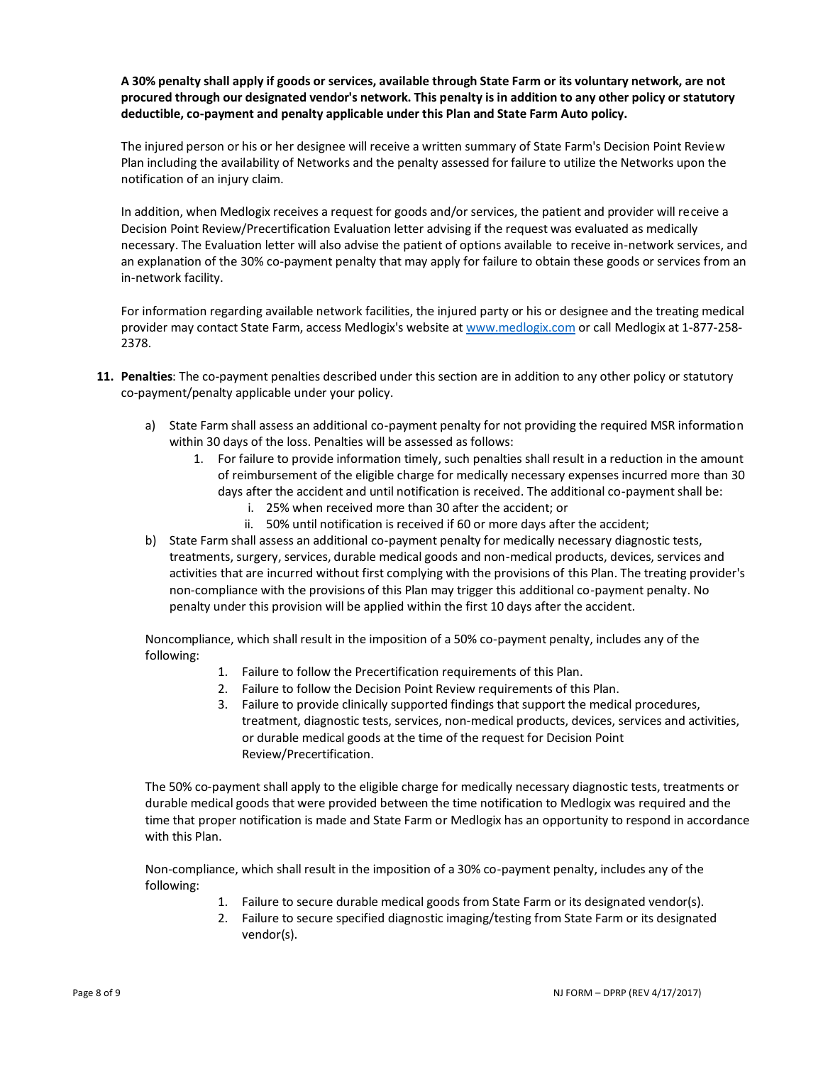**A 30% penalty shall apply if goods or services, available through State Farm or its voluntary network, are not procured through our designated vendor's network. This penalty is in addition to any other policy or statutory deductible, co-payment and penalty applicable under this Plan and State Farm Auto policy.**

The injured person or his or her designee will receive a written summary of State Farm's Decision Point Review Plan including the availability of Networks and the penalty assessed for failure to utilize the Networks upon the notification of an injury claim.

In addition, when Medlogix receives a request for goods and/or services, the patient and provider will receive a Decision Point Review/Precertification Evaluation letter advising if the request was evaluated as medically necessary. The Evaluation letter will also advise the patient of options available to receive in-network services, and an explanation of the 30% co-payment penalty that may apply for failure to obtain these goods or services from an in-network facility.

For information regarding available network facilities, the injured party or his or designee and the treating medical provider may contact State Farm, access Medlogix's website at [www.medlogix.com](http://www.medlogix.com) or call Medlogix at 1-877-258-2378.

11. **Penalties**: The co-payment penalties described under this section are in addition to any other policy or statutory co-payment/penalty applicable under your policy.

    a) State Farm shall assess an additional co-payment penalty for not providing the required MSR information within 30 days of the loss. Penalties will be assessed as follows:
        1. For failure to provide information timely, such penalties shall result in a reduction in the amount of reimbursement of the eligible charge for medically necessary expenses incurred more than 30 days after the accident and until notification is received. The additional co-payment shall be:
            i. 25% when received more than 30 after the accident; or
            ii. 50% until notification is received if 60 or more days after the accident;

    b) State Farm shall assess an additional co-payment penalty for medically necessary diagnostic tests, treatments, surgery, services, durable medical goods and non-medical products, devices, services and activities that are incurred without first complying with the provisions of this Plan. The treating provider's non-compliance with the provisions of this Plan may trigger this additional co-payment penalty. No penalty under this provision will be applied within the first 10 days after the accident.

    Noncompliance, which shall result in the imposition of a 50% co-payment penalty, includes any of the following:

    1. Failure to follow the Precertification requirements of this Plan.
    2. Failure to follow the Decision Point Review requirements of this Plan.
    3. Failure to provide clinically supported findings that support the medical procedures, treatment, diagnostic tests, services, non-medical products, devices, services and activities, or durable medical goods at the time of the request for Decision Point Review/Precertification.

    The 50% co-payment shall apply to the eligible charge for medically necessary diagnostic tests, treatments or durable medical goods that were provided between the time notification to Medlogix was required and the time that proper notification is made and State Farm or Medlogix has an opportunity to respond in accordance with this Plan.

    Non-compliance, which shall result in the imposition of a 30% co-payment penalty, includes any of the following:

    1. Failure to secure durable medical goods from State Farm or its designated vendor(s).
    2. Failure to secure specified diagnostic imaging/testing from State Farm or its designated vendor(s).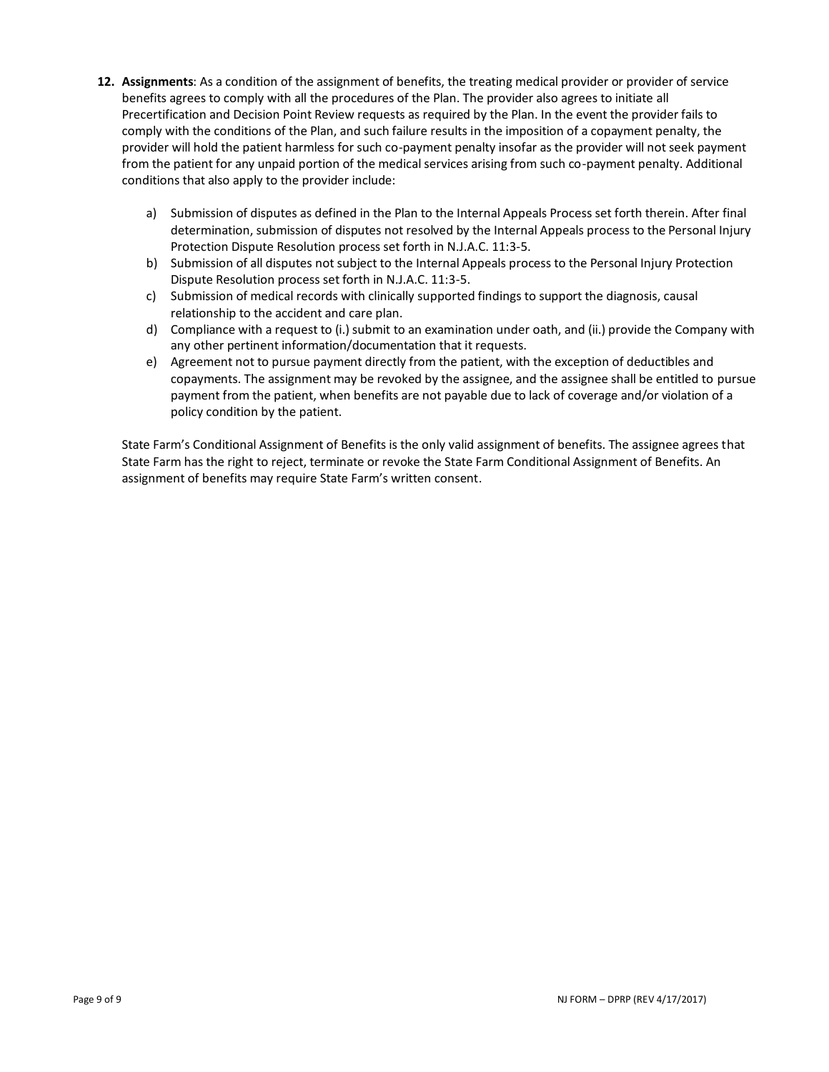12. **Assignments**: As a condition of the assignment of benefits, the treating medical provider or provider of service benefits agrees to comply with all the procedures of the Plan. The provider also agrees to initiate all Precertification and Decision Point Review requests as required by the Plan. In the event the provider fails to comply with the conditions of the Plan, and such failure results in the imposition of a copayment penalty, the provider will hold the patient harmless for such co-payment penalty insofar as the provider will not seek payment from the patient for any unpaid portion of the medical services arising from such co-payment penalty. Additional conditions that also apply to the provider include:

    a) Submission of disputes as defined in the Plan to the Internal Appeals Process set forth therein. After final determination, submission of disputes not resolved by the Internal Appeals process to the Personal Injury Protection Dispute Resolution process set forth in N.J.A.C. 11:3-5.
    b) Submission of all disputes not subject to the Internal Appeals process to the Personal Injury Protection Dispute Resolution process set forth in N.J.A.C. 11:3-5.
    c) Submission of medical records with clinically supported findings to support the diagnosis, causal relationship to the accident and care plan.
    d) Compliance with a request to (i.) submit to an examination under oath, and (ii.) provide the Company with any other pertinent information/documentation that it requests.
    e) Agreement not to pursue payment directly from the patient, with the exception of deductibles and copayments. The assignment may be revoked by the assignee, and the assignee shall be entitled to pursue payment from the patient, when benefits are not payable due to lack of coverage and/or violation of a policy condition by the patient.

    State Farm's Conditional Assignment of Benefits is the only valid assignment of benefits. The assignee agrees that State Farm has the right to reject, terminate or revoke the State Farm Conditional Assignment of Benefits. An assignment of benefits may require State Farm's written consent.

NJ FORM – DPRP (REV 4/17/2017)